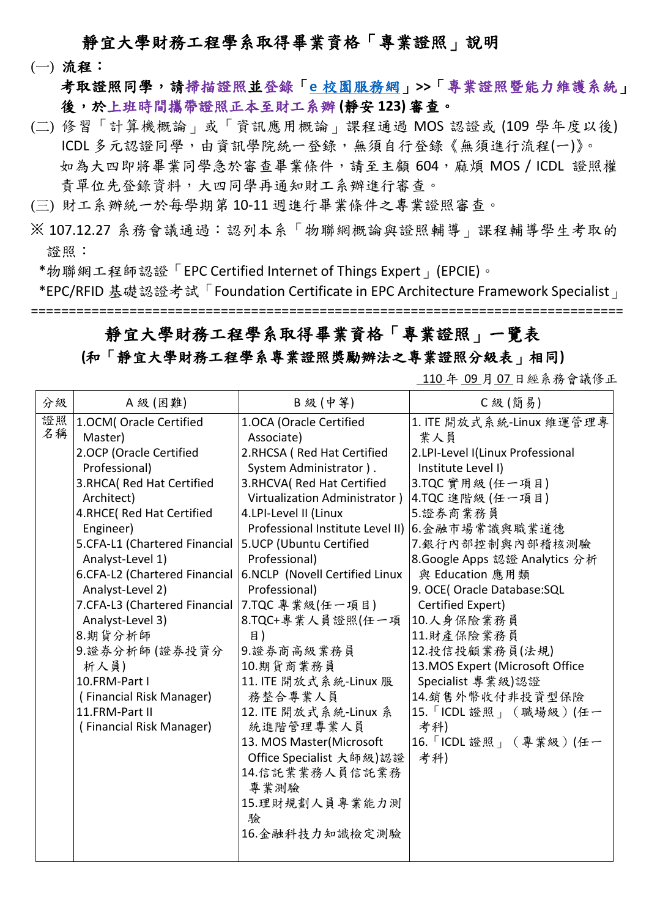# 靜宜大學財務工程學系取得畢業資格「專業證照」說明

(一) 流程：

**考取證照同學，請掃描證照並登錄「e 校園服務網」>>「專業證照暨能力維護系統」後，於上班時間攜帶證照正本至財工系辦 (靜安 123) 審查。**

(二) 修習「計算機概論」或「資訊應用概論」課程通過 MOS 認證或 (109 學年度以後) ICDL 多元認證同學，由資訊學院統一登錄，無須自行登錄《無須進行流程(一)》。
如為大四即將畢業同學急於審查畢業條件，請至主顧 604，麻煩 MOS / ICDL 證照權責單位先登錄資料，大四同學再通知財工系辦進行審查。

(三) 財工系辦統一於每學期第 10-11 週進行畢業條件之專業證照審查。

※ 107.12.27 系務會議通過：認列本系「物聯網概論與證照輔導」課程輔導學生考取的證照：

*物聯網工程師認證「EPC Certified Internet of Things Expert」(EPCIE)。

*EPC/RFID 基礎認證考試「Foundation Certificate in EPC Architecture Framework Specialist」

==========================================================================

## 靜宜大學財務工程學系取得畢業資格「專業證照」一覽表

**(和「靜宜大學財務工程學系專業證照獎勵辦法之專業證照分級表」相同)**

110 年 09 月 07 日經系務會議修正

| 分級 | A 級 (困難) | B 級 (中等) | C 級 (簡易) |
|---|---|---|---|
| 證照名稱 | 1.OCM( Oracle Certified Master)<br>2.OCP (Oracle Certified Professional)<br>3.RHCA( Red Hat Certified Architect)<br>4.RHCE( Red Hat Certified Engineer)<br>5.CFA-L1 (Chartered Financial Analyst-Level 1)<br>6.CFA-L2 (Chartered Financial Analyst-Level 2)<br>7.CFA-L3 (Chartered Financial Analyst-Level 3)<br>8.期貨分析師<br>9.證券分析師 (證券投資分析人員)<br>10.FRM-Part I ( Financial Risk Manager)<br>11.FRM-Part II ( Financial Risk Manager) | 1.OCA (Oracle Certified Associate)<br>2.RHCSA ( Red Hat Certified System Administrator ) .<br>3.RHCVA( Red Hat Certified Virtualization Administrator )<br>4.LPI-Level II (Linux Professional Institute Level II)<br>5.UCP (Ubuntu Certified Professional)<br>6.NCLP (Novell Certified Linux Professional)<br>7.TQC 專業級(任一項目)<br>8.TQC+專業人員證照(任一項目)<br>9.證券商高級業務員<br>10.期貨商業務員<br>11. ITE 開放式系統-Linux 服務整合專業人員<br>12. ITE 開放式系統-Linux 系統進階管理專業人員<br>13. MOS Master(Microsoft Office Specialist 大師級)認證<br>14.信託業業務人員信託業務專業測驗<br>15.理財規劃人員專業能力測驗<br>16.金融科技力知識檢定測驗 | 1. ITE 開放式系統-Linux 維運管理專業人員<br>2.LPI-Level I(Linux Professional Institute Level I)<br>3.TQC 實用級 (任一項目)<br>4.TQC 進階級 (任一項目)<br>5.證券商業務員<br>6.金融市場常識與職業道德<br>7.銀行內部控制與內部稽核測驗<br>8.Google Apps 認證 Analytics 分析與 Education 應用類<br>9. OCE( Oracle Database:SQL Certified Expert)<br>10.人身保險業務員<br>11.財產保險業務員<br>12.投信投顧業務員(法規)<br>13.MOS Expert (Microsoft Office Specialist 專業級)認證<br>14.銷售外幣收付非投資型保險<br>15.「ICDL 證照」(職場級)(任一考科)<br>16.「ICDL 證照」(專業級)(任一考科) |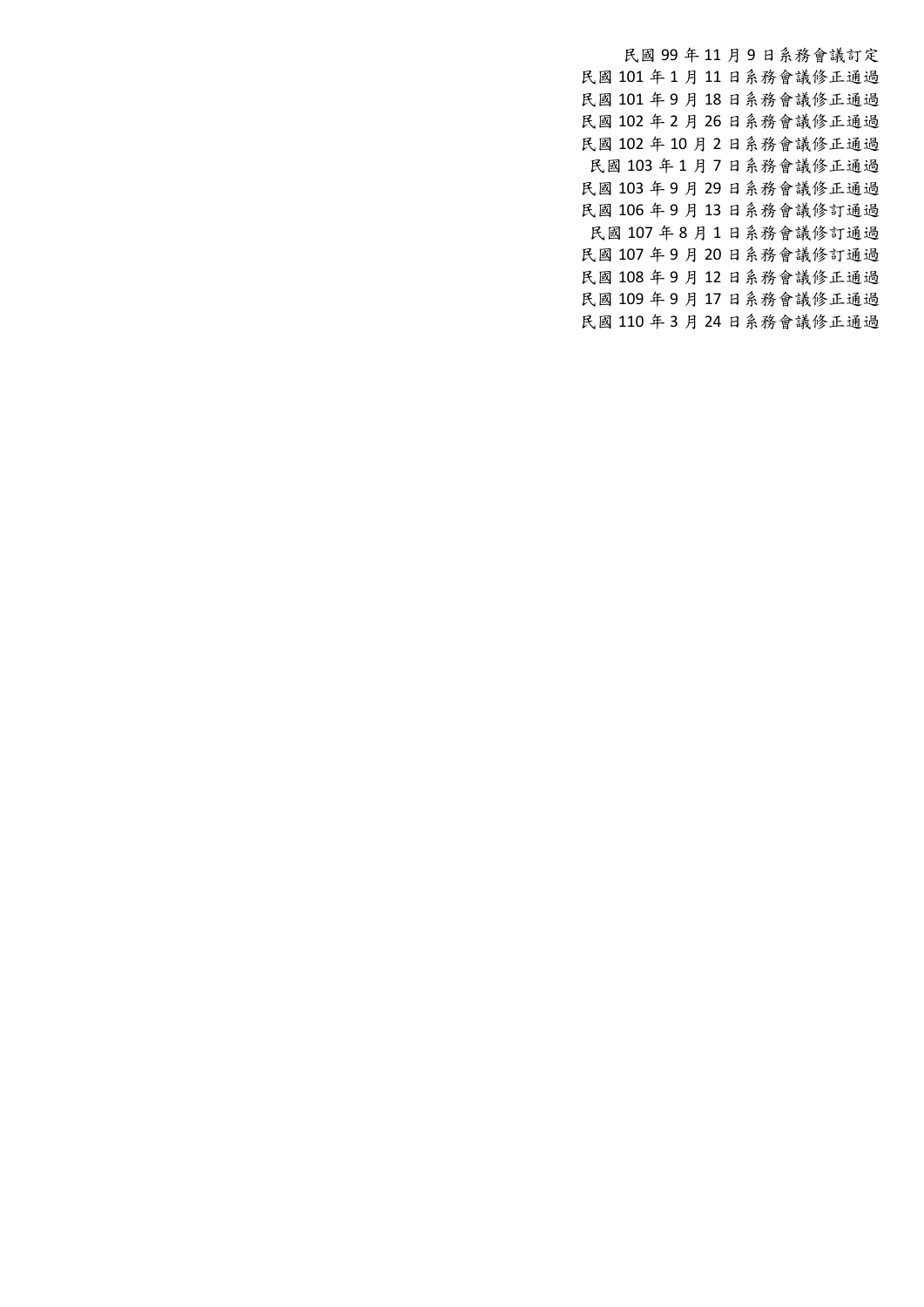民國 99 年 11 月 9 日系務會議訂定
民國 101 年 1 月 11 日系務會議修正通過
民國 101 年 9 月 18 日系務會議修正通過
民國 102 年 2 月 26 日系務會議修正通過
民國 102 年 10 月 2 日系務會議修正通過
民國 103 年 1 月 7 日系務會議修正通過
民國 103 年 9 月 29 日系務會議修正通過
民國 106 年 9 月 13 日系務會議修訂通過
民國 107 年 8 月 1 日系務會議修訂通過
民國 107 年 9 月 20 日系務會議修訂通過
民國 108 年 9 月 12 日系務會議修正通過
民國 109 年 9 月 17 日系務會議修正通過
民國 110 年 3 月 24 日系務會議修正通過